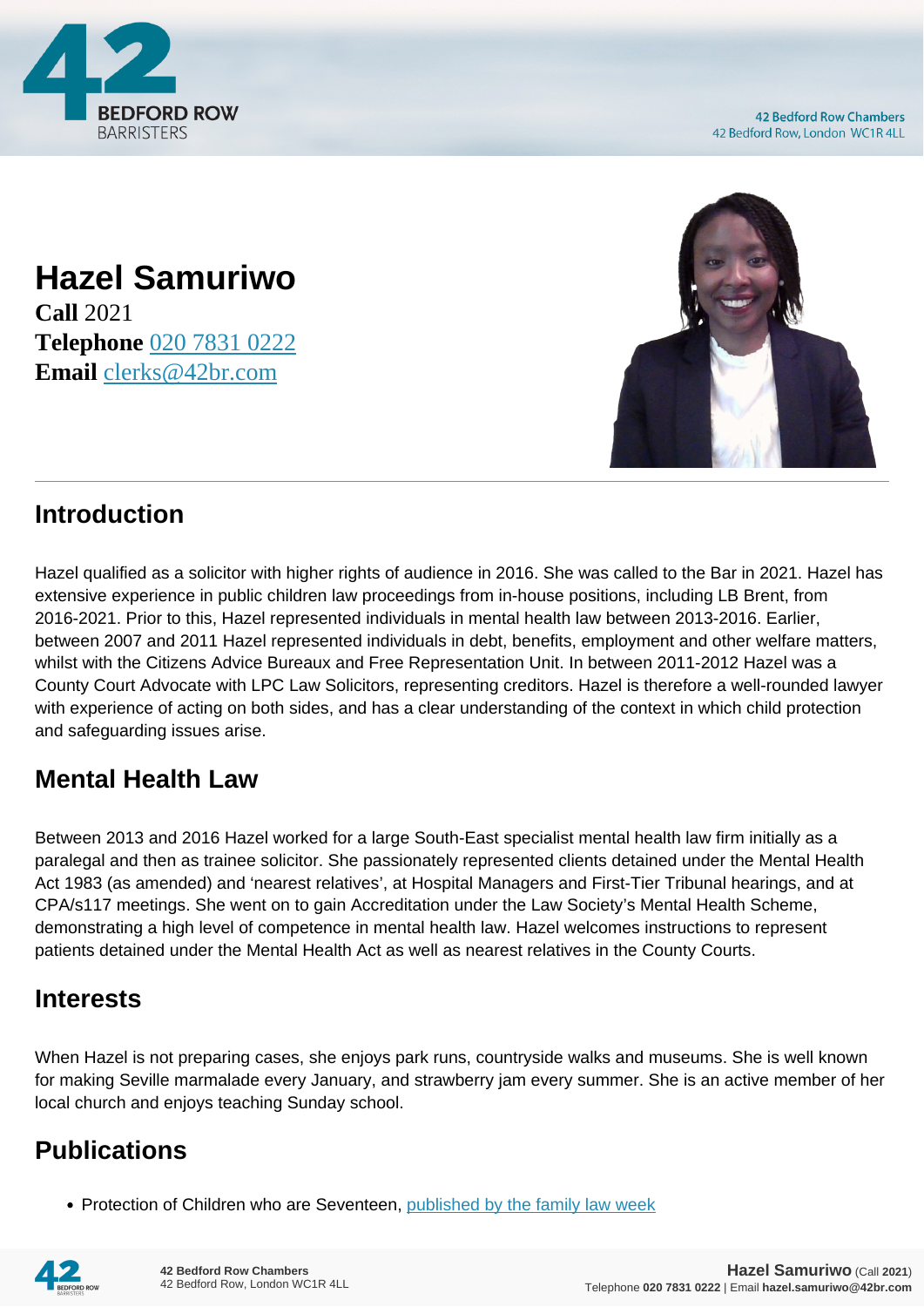# Hazel Samuriwo

**Call** 2021
**Telephone** [020 7831 0222](tel:02078310222)
**Email** [clerks@42br.com](mailto:clerks@42br.com)

## Introduction

Hazel qualified as a solicitor with higher rights of audience in 2016. She was called to the Bar in 2021. Hazel has extensive experience in public children law proceedings from in-house positions, including LB Brent, from 2016-2021. Prior to this, Hazel represented individuals in mental health law between 2013-2016. Earlier, between 2007 and 2011 Hazel represented individuals in debt, benefits, employment and other welfare matters, whilst with the Citizens Advice Bureaux and Free Representation Unit. In between 2011-2012 Hazel was a County Court Advocate with LPC Law Solicitors, representing creditors. Hazel is therefore a well-rounded lawyer with experience of acting on both sides, and has a clear understanding of the context in which child protection and safeguarding issues arise.

## Mental Health Law

Between 2013 and 2016 Hazel worked for a large South-East specialist mental health law firm initially as a paralegal and then as trainee solicitor. She passionately represented clients detained under the Mental Health Act 1983 (as amended) and 'nearest relatives', at Hospital Managers and First-Tier Tribunal hearings, and at CPA/s117 meetings. She went on to gain Accreditation under the Law Society's Mental Health Scheme, demonstrating a high level of competence in mental health law. Hazel welcomes instructions to represent patients detained under the Mental Health Act as well as nearest relatives in the County Courts.

## Interests

When Hazel is not preparing cases, she enjoys park runs, countryside walks and museums. She is well known for making Seville marmalade every January, and strawberry jam every summer. She is an active member of her local church and enjoys teaching Sunday school.

## Publications

- Protection of Children who are Seventeen, published by the family law week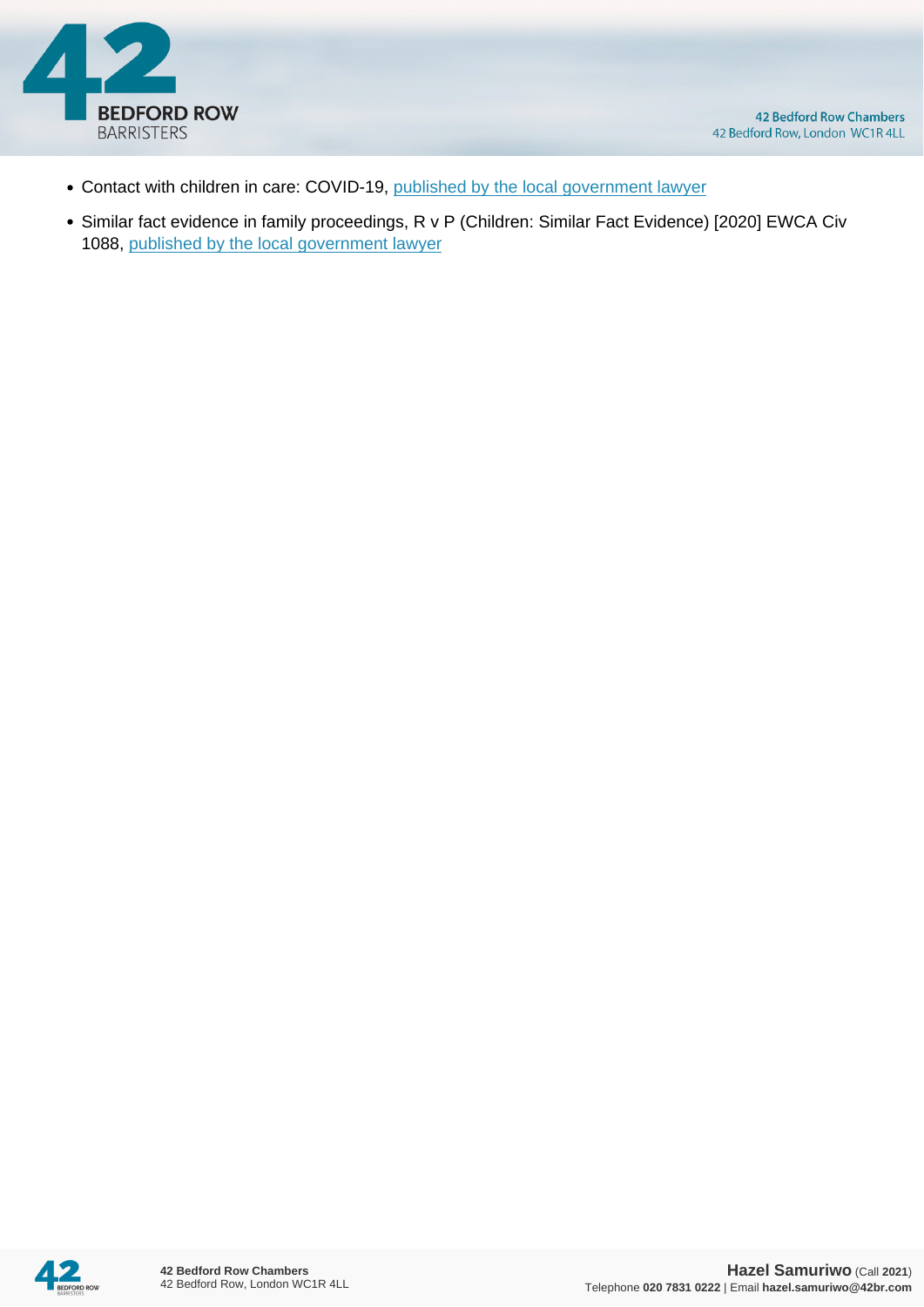- Contact with children in care: COVID-19, [published by the local government lawyer]
- Similar fact evidence in family proceedings, R v P (Children: Similar Fact Evidence) [2020] EWCA Civ 1088, [published by the local government lawyer]